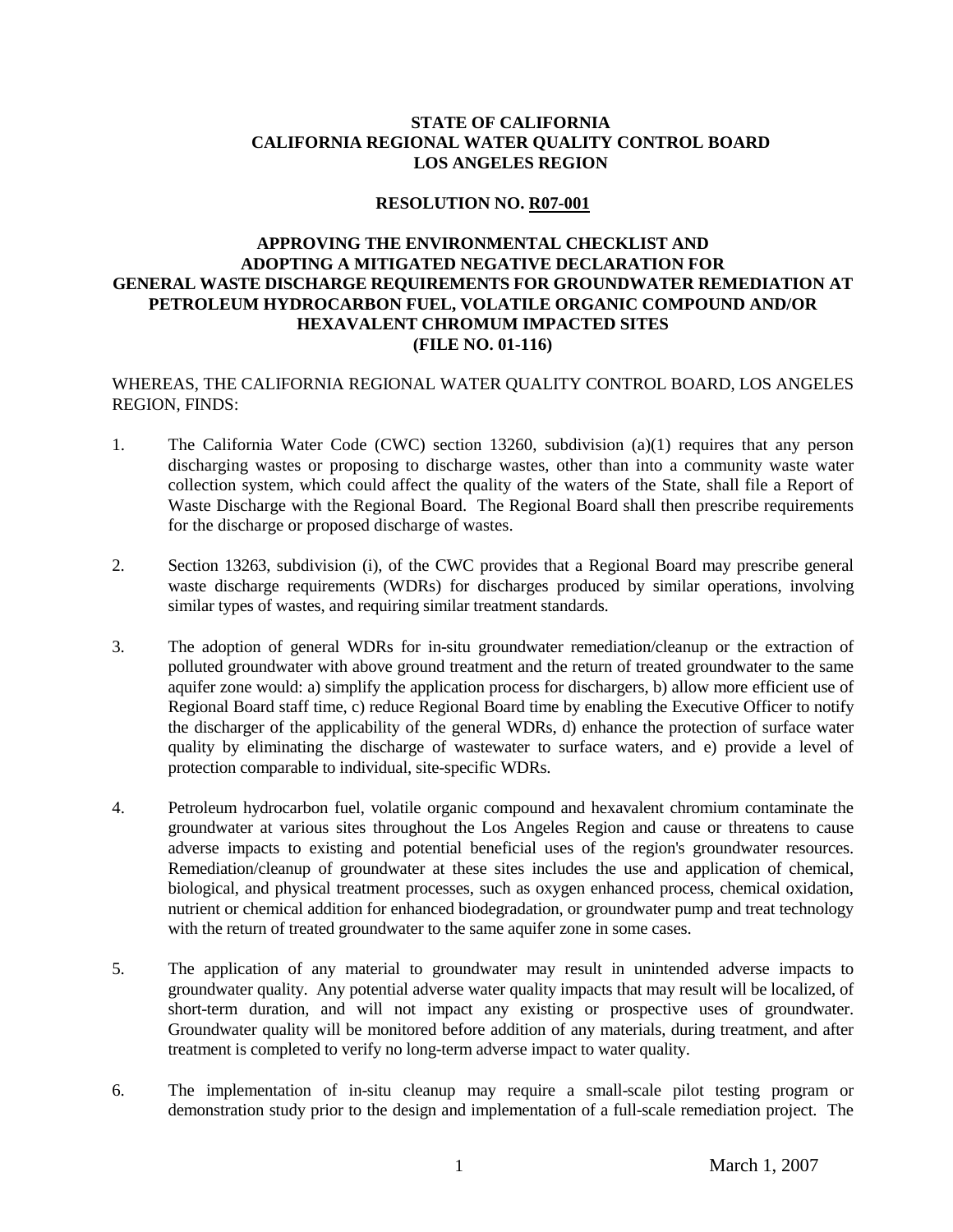**STATE OF CALIFORNIA**
**CALIFORNIA REGIONAL WATER QUALITY CONTROL BOARD**
**LOS ANGELES REGION**

**RESOLUTION NO. R07-001**

# APPROVING THE ENVIRONMENTAL CHECKLIST AND ADOPTING A MITIGATED NEGATIVE DECLARATION FOR GENERAL WASTE DISCHARGE REQUIREMENTS FOR GROUNDWATER REMEDIATION AT PETROLEUM HYDROCARBON FUEL, VOLATILE ORGANIC COMPOUND AND/OR HEXAVALENT CHROMUM IMPACTED SITES (FILE NO. 01-116)

WHEREAS, THE CALIFORNIA REGIONAL WATER QUALITY CONTROL BOARD, LOS ANGELES REGION, FINDS:

1. The California Water Code (CWC) section 13260, subdivision (a)(1) requires that any person discharging wastes or proposing to discharge wastes, other than into a community waste water collection system, which could affect the quality of the waters of the State, shall file a Report of Waste Discharge with the Regional Board. The Regional Board shall then prescribe requirements for the discharge or proposed discharge of wastes.

2. Section 13263, subdivision (i), of the CWC provides that a Regional Board may prescribe general waste discharge requirements (WDRs) for discharges produced by similar operations, involving similar types of wastes, and requiring similar treatment standards.

3. The adoption of general WDRs for in-situ groundwater remediation/cleanup or the extraction of polluted groundwater with above ground treatment and the return of treated groundwater to the same aquifer zone would: a) simplify the application process for dischargers, b) allow more efficient use of Regional Board staff time, c) reduce Regional Board time by enabling the Executive Officer to notify the discharger of the applicability of the general WDRs, d) enhance the protection of surface water quality by eliminating the discharge of wastewater to surface waters, and e) provide a level of protection comparable to individual, site-specific WDRs.

4. Petroleum hydrocarbon fuel, volatile organic compound and hexavalent chromium contaminate the groundwater at various sites throughout the Los Angeles Region and cause or threatens to cause adverse impacts to existing and potential beneficial uses of the region's groundwater resources. Remediation/cleanup of groundwater at these sites includes the use and application of chemical, biological, and physical treatment processes, such as oxygen enhanced process, chemical oxidation, nutrient or chemical addition for enhanced biodegradation, or groundwater pump and treat technology with the return of treated groundwater to the same aquifer zone in some cases.

5. The application of any material to groundwater may result in unintended adverse impacts to groundwater quality. Any potential adverse water quality impacts that may result will be localized, of short-term duration, and will not impact any existing or prospective uses of groundwater. Groundwater quality will be monitored before addition of any materials, during treatment, and after treatment is completed to verify no long-term adverse impact to water quality.

6. The implementation of in-situ cleanup may require a small-scale pilot testing program or demonstration study prior to the design and implementation of a full-scale remediation project. The

March 1, 2007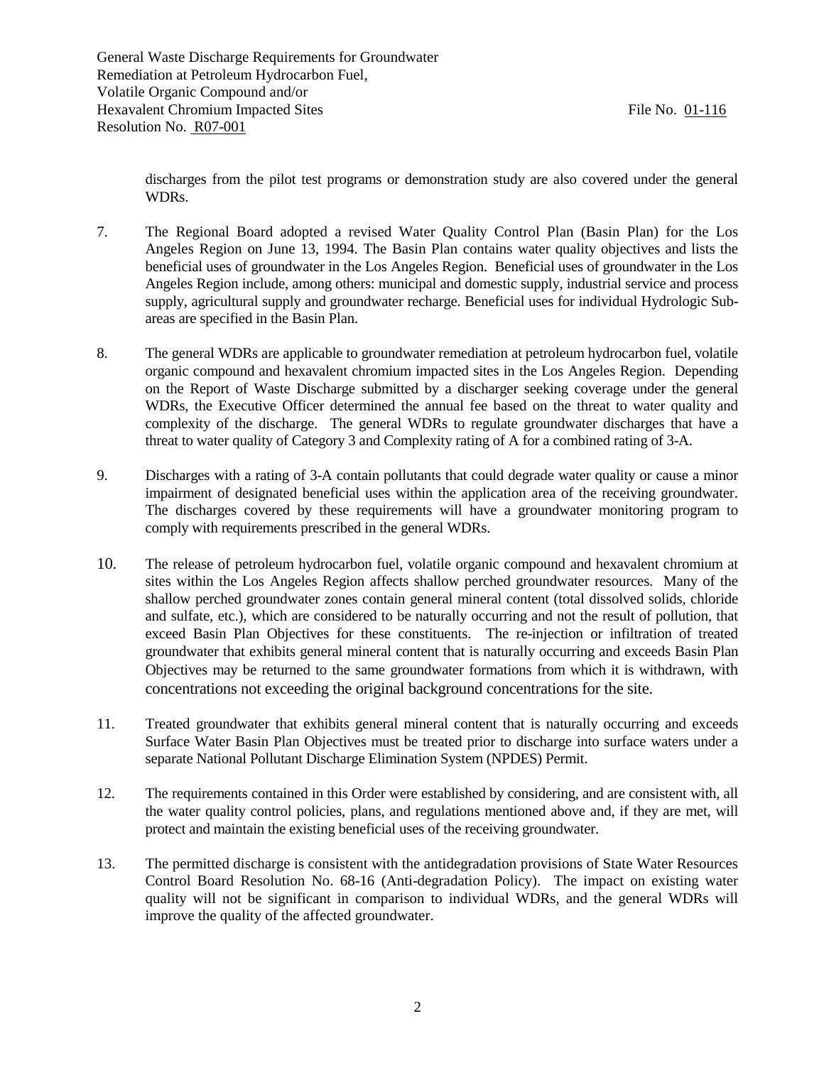discharges from the pilot test programs or demonstration study are also covered under the general WDRs.

7. The Regional Board adopted a revised Water Quality Control Plan (Basin Plan) for the Los Angeles Region on June 13, 1994. The Basin Plan contains water quality objectives and lists the beneficial uses of groundwater in the Los Angeles Region. Beneficial uses of groundwater in the Los Angeles Region include, among others: municipal and domestic supply, industrial service and process supply, agricultural supply and groundwater recharge. Beneficial uses for individual Hydrologic Sub-areas are specified in the Basin Plan.

8. The general WDRs are applicable to groundwater remediation at petroleum hydrocarbon fuel, volatile organic compound and hexavalent chromium impacted sites in the Los Angeles Region. Depending on the Report of Waste Discharge submitted by a discharger seeking coverage under the general WDRs, the Executive Officer determined the annual fee based on the threat to water quality and complexity of the discharge. The general WDRs to regulate groundwater discharges that have a threat to water quality of Category 3 and Complexity rating of A for a combined rating of 3-A.

9. Discharges with a rating of 3-A contain pollutants that could degrade water quality or cause a minor impairment of designated beneficial uses within the application area of the receiving groundwater. The discharges covered by these requirements will have a groundwater monitoring program to comply with requirements prescribed in the general WDRs.

10. The release of petroleum hydrocarbon fuel, volatile organic compound and hexavalent chromium at sites within the Los Angeles Region affects shallow perched groundwater resources. Many of the shallow perched groundwater zones contain general mineral content (total dissolved solids, chloride and sulfate, etc.), which are considered to be naturally occurring and not the result of pollution, that exceed Basin Plan Objectives for these constituents. The re-injection or infiltration of treated groundwater that exhibits general mineral content that is naturally occurring and exceeds Basin Plan Objectives may be returned to the same groundwater formations from which it is withdrawn, with concentrations not exceeding the original background concentrations for the site.

11. Treated groundwater that exhibits general mineral content that is naturally occurring and exceeds Surface Water Basin Plan Objectives must be treated prior to discharge into surface waters under a separate National Pollutant Discharge Elimination System (NPDES) Permit.

12. The requirements contained in this Order were established by considering, and are consistent with, all the water quality control policies, plans, and regulations mentioned above and, if they are met, will protect and maintain the existing beneficial uses of the receiving groundwater.

13. The permitted discharge is consistent with the antidegradation provisions of State Water Resources Control Board Resolution No. 68-16 (Anti-degradation Policy). The impact on existing water quality will not be significant in comparison to individual WDRs, and the general WDRs will improve the quality of the affected groundwater.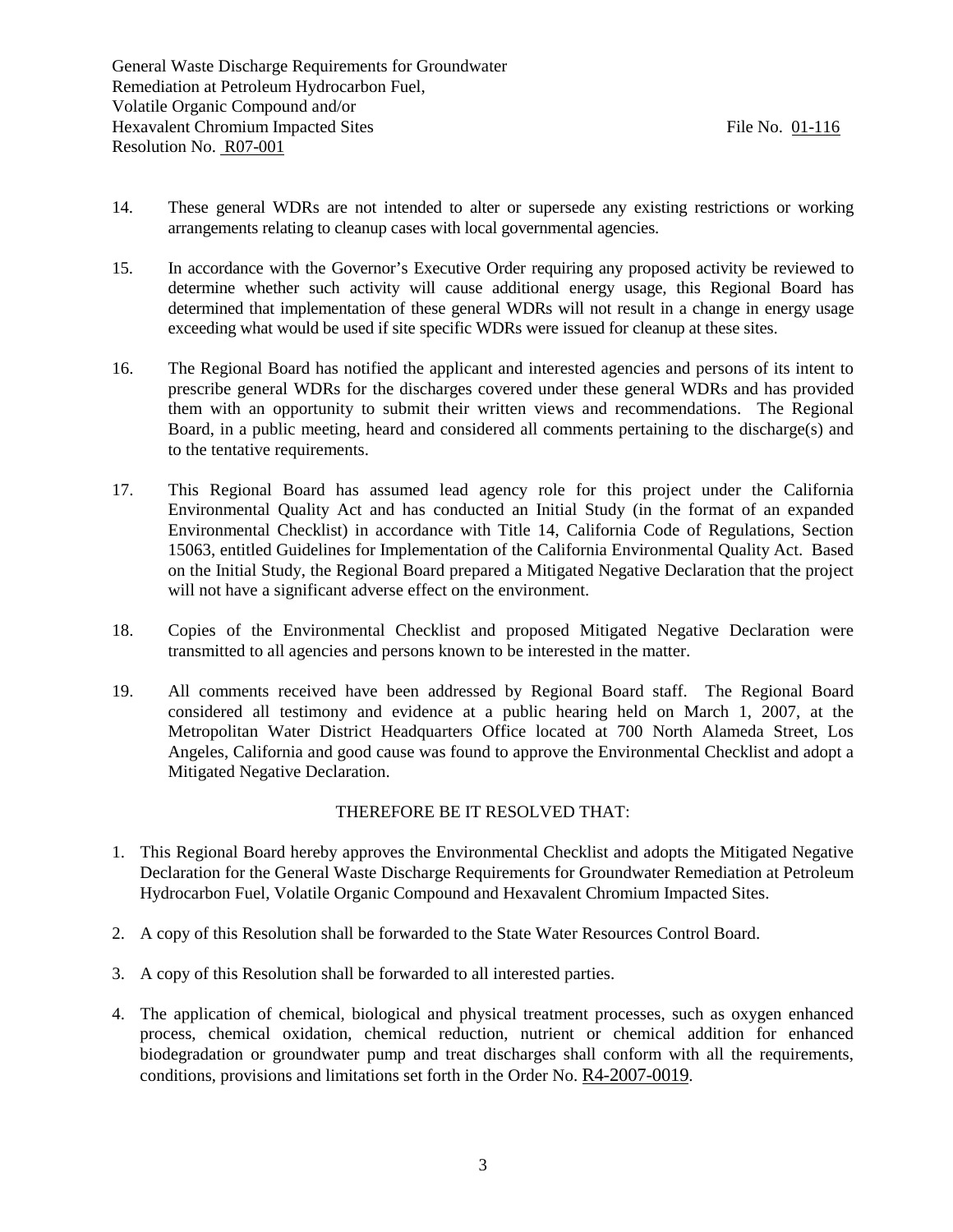14. These general WDRs are not intended to alter or supersede any existing restrictions or working arrangements relating to cleanup cases with local governmental agencies.

15. In accordance with the Governor's Executive Order requiring any proposed activity be reviewed to determine whether such activity will cause additional energy usage, this Regional Board has determined that implementation of these general WDRs will not result in a change in energy usage exceeding what would be used if site specific WDRs were issued for cleanup at these sites.

16. The Regional Board has notified the applicant and interested agencies and persons of its intent to prescribe general WDRs for the discharges covered under these general WDRs and has provided them with an opportunity to submit their written views and recommendations. The Regional Board, in a public meeting, heard and considered all comments pertaining to the discharge(s) and to the tentative requirements.

17. This Regional Board has assumed lead agency role for this project under the California Environmental Quality Act and has conducted an Initial Study (in the format of an expanded Environmental Checklist) in accordance with Title 14, California Code of Regulations, Section 15063, entitled Guidelines for Implementation of the California Environmental Quality Act. Based on the Initial Study, the Regional Board prepared a Mitigated Negative Declaration that the project will not have a significant adverse effect on the environment.

18. Copies of the Environmental Checklist and proposed Mitigated Negative Declaration were transmitted to all agencies and persons known to be interested in the matter.

19. All comments received have been addressed by Regional Board staff. The Regional Board considered all testimony and evidence at a public hearing held on March 1, 2007, at the Metropolitan Water District Headquarters Office located at 700 North Alameda Street, Los Angeles, California and good cause was found to approve the Environmental Checklist and adopt a Mitigated Negative Declaration.

THEREFORE BE IT RESOLVED THAT:

1. This Regional Board hereby approves the Environmental Checklist and adopts the Mitigated Negative Declaration for the General Waste Discharge Requirements for Groundwater Remediation at Petroleum Hydrocarbon Fuel, Volatile Organic Compound and Hexavalent Chromium Impacted Sites.

2. A copy of this Resolution shall be forwarded to the State Water Resources Control Board.

3. A copy of this Resolution shall be forwarded to all interested parties.

4. The application of chemical, biological and physical treatment processes, such as oxygen enhanced process, chemical oxidation, chemical reduction, nutrient or chemical addition for enhanced biodegradation or groundwater pump and treat discharges shall conform with all the requirements, conditions, provisions and limitations set forth in the Order No. R4-2007-0019.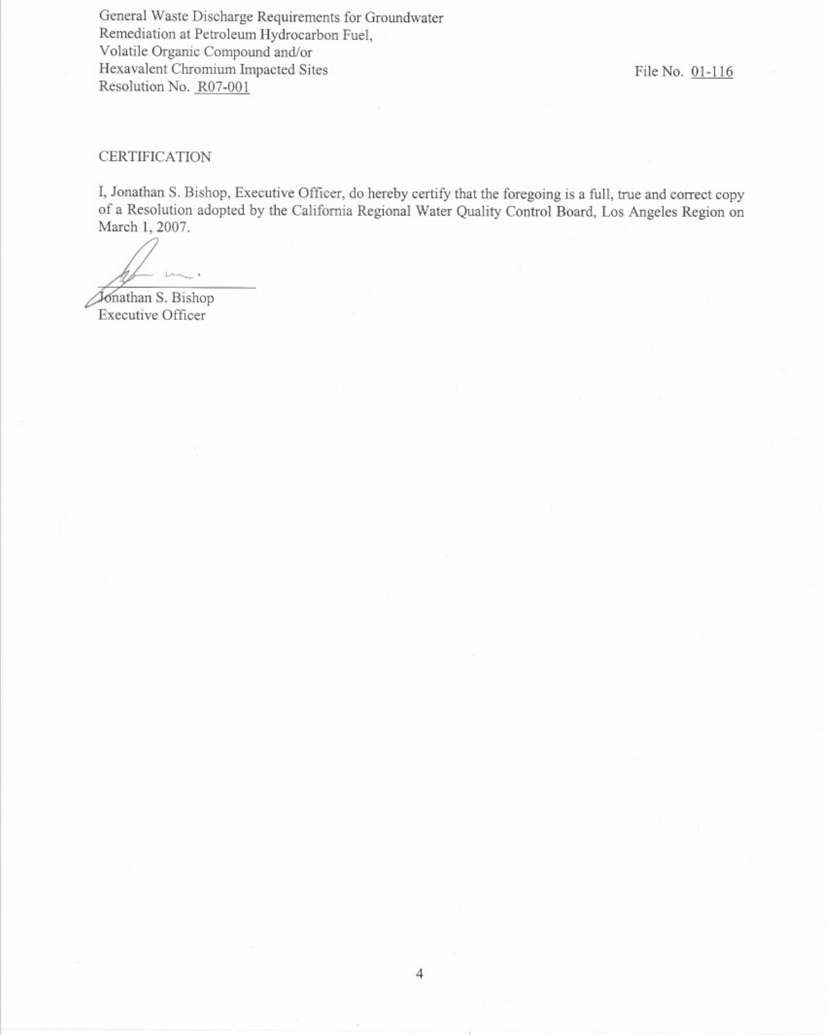General Waste Discharge Requirements for Groundwater
Remediation at Petroleum Hydrocarbon Fuel,
Volatile Organic Compound and/or
Hexavalent Chromium Impacted Sites
Resolution No. R07-001

File No. 01-116

CERTIFICATION

I, Jonathan S. Bishop, Executive Officer, do hereby certify that the foregoing is a full, true and correct copy of a Resolution adopted by the California Regional Water Quality Control Board, Los Angeles Region on March 1, 2007.

Jonathan S. Bishop
Executive Officer